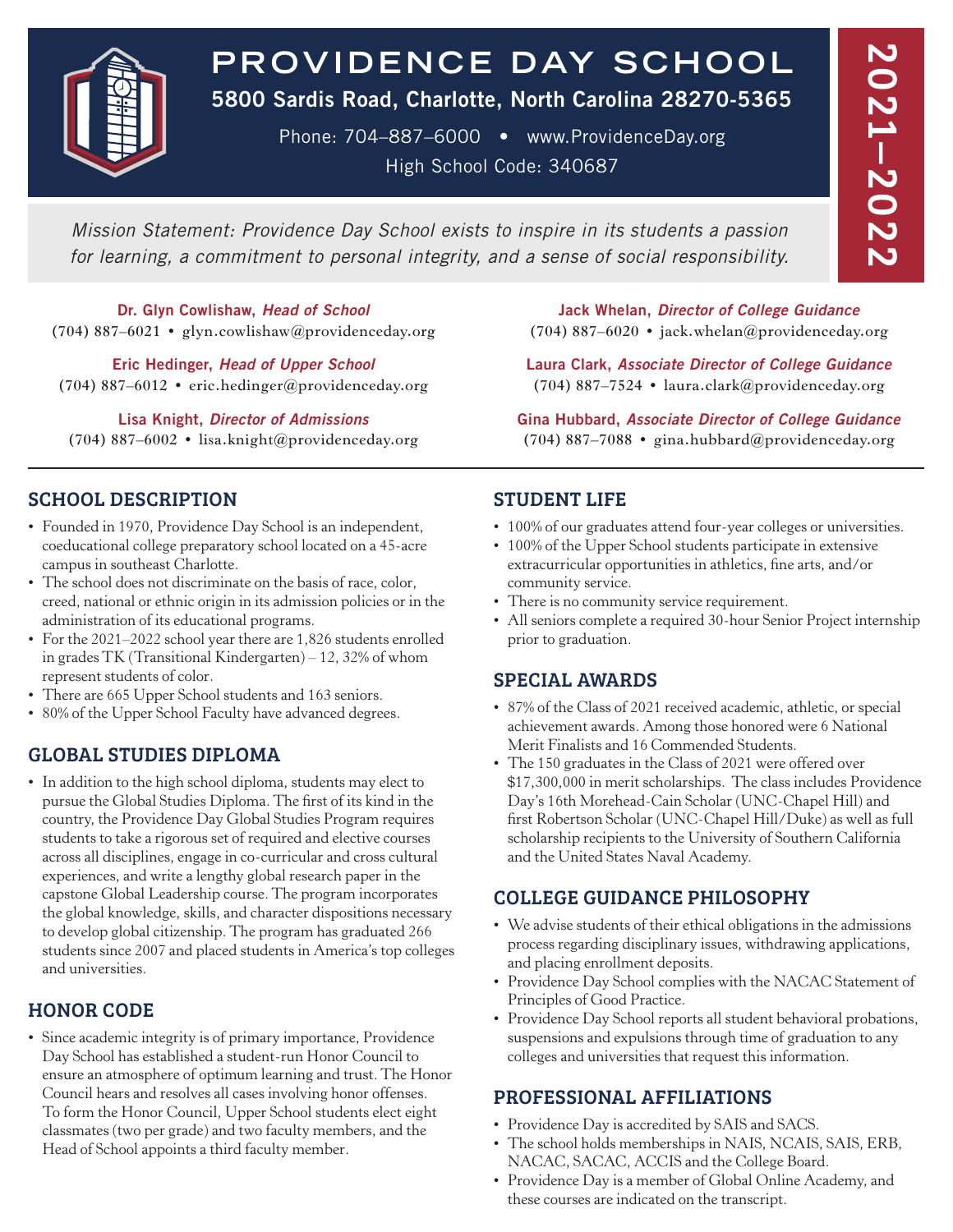# PROVIDENCE DAY SCHOOL

**5800 Sardis Road, Charlotte, North Carolina 28270-5365**

Phone: 704–887–6000 • www.ProvidenceDay.org

High School Code: 340687

**2021–2022**

*Mission Statement: Providence Day School exists to inspire in its students a passion for learning, a commitment to personal integrity, and a sense of social responsibility.*

**Dr. Glyn Cowlishaw, *Head of School***
(704) 887–6021 • glyn.cowlishaw@providenceday.org

**Eric Hedinger, *Head of Upper School***
(704) 887–6012 • eric.hedinger@providenceday.org

**Lisa Knight, *Director of Admissions***
(704) 887–6002 • lisa.knight@providenceday.org

**Jack Whelan, *Director of College Guidance***
(704) 887–6020 • jack.whelan@providenceday.org

**Laura Clark, *Associate Director of College Guidance***
(704) 887–7524 • laura.clark@providenceday.org

**Gina Hubbard, *Associate Director of College Guidance***
(704) 887–7088 • gina.hubbard@providenceday.org

## SCHOOL DESCRIPTION

- Founded in 1970, Providence Day School is an independent, coeducational college preparatory school located on a 45-acre campus in southeast Charlotte.
- The school does not discriminate on the basis of race, color, creed, national or ethnic origin in its admission policies or in the administration of its educational programs.
- For the 2021–2022 school year there are 1,826 students enrolled in grades TK (Transitional Kindergarten) – 12, 32% of whom represent students of color.
- There are 665 Upper School students and 163 seniors.
- 80% of the Upper School Faculty have advanced degrees.

## GLOBAL STUDIES DIPLOMA

- In addition to the high school diploma, students may elect to pursue the Global Studies Diploma. The first of its kind in the country, the Providence Day Global Studies Program requires students to take a rigorous set of required and elective courses across all disciplines, engage in co-curricular and cross cultural experiences, and write a lengthy global research paper in the capstone Global Leadership course. The program incorporates the global knowledge, skills, and character dispositions necessary to develop global citizenship. The program has graduated 266 students since 2007 and placed students in America's top colleges and universities.

## HONOR CODE

- Since academic integrity is of primary importance, Providence Day School has established a student-run Honor Council to ensure an atmosphere of optimum learning and trust. The Honor Council hears and resolves all cases involving honor offenses. To form the Honor Council, Upper School students elect eight classmates (two per grade) and two faculty members, and the Head of School appoints a third faculty member.

## STUDENT LIFE

- 100% of our graduates attend four-year colleges or universities.
- 100% of the Upper School students participate in extensive extracurricular opportunities in athletics, fine arts, and/or community service.
- There is no community service requirement.
- All seniors complete a required 30-hour Senior Project internship prior to graduation.

## SPECIAL AWARDS

- 87% of the Class of 2021 received academic, athletic, or special achievement awards. Among those honored were 6 National Merit Finalists and 16 Commended Students.
- The 150 graduates in the Class of 2021 were offered over $17,300,000 in merit scholarships. The class includes Providence Day's 16th Morehead-Cain Scholar (UNC-Chapel Hill) and first Robertson Scholar (UNC-Chapel Hill/Duke) as well as full scholarship recipients to the University of Southern California and the United States Naval Academy.

## COLLEGE GUIDANCE PHILOSOPHY

- We advise students of their ethical obligations in the admissions process regarding disciplinary issues, withdrawing applications, and placing enrollment deposits.
- Providence Day School complies with the NACAC Statement of Principles of Good Practice.
- Providence Day School reports all student behavioral probations, suspensions and expulsions through time of graduation to any colleges and universities that request this information.

## PROFESSIONAL AFFILIATIONS

- Providence Day is accredited by SAIS and SACS.
- The school holds memberships in NAIS, NCAIS, SAIS, ERB, NACAC, SACAC, ACCIS and the College Board.
- Providence Day is a member of Global Online Academy, and these courses are indicated on the transcript.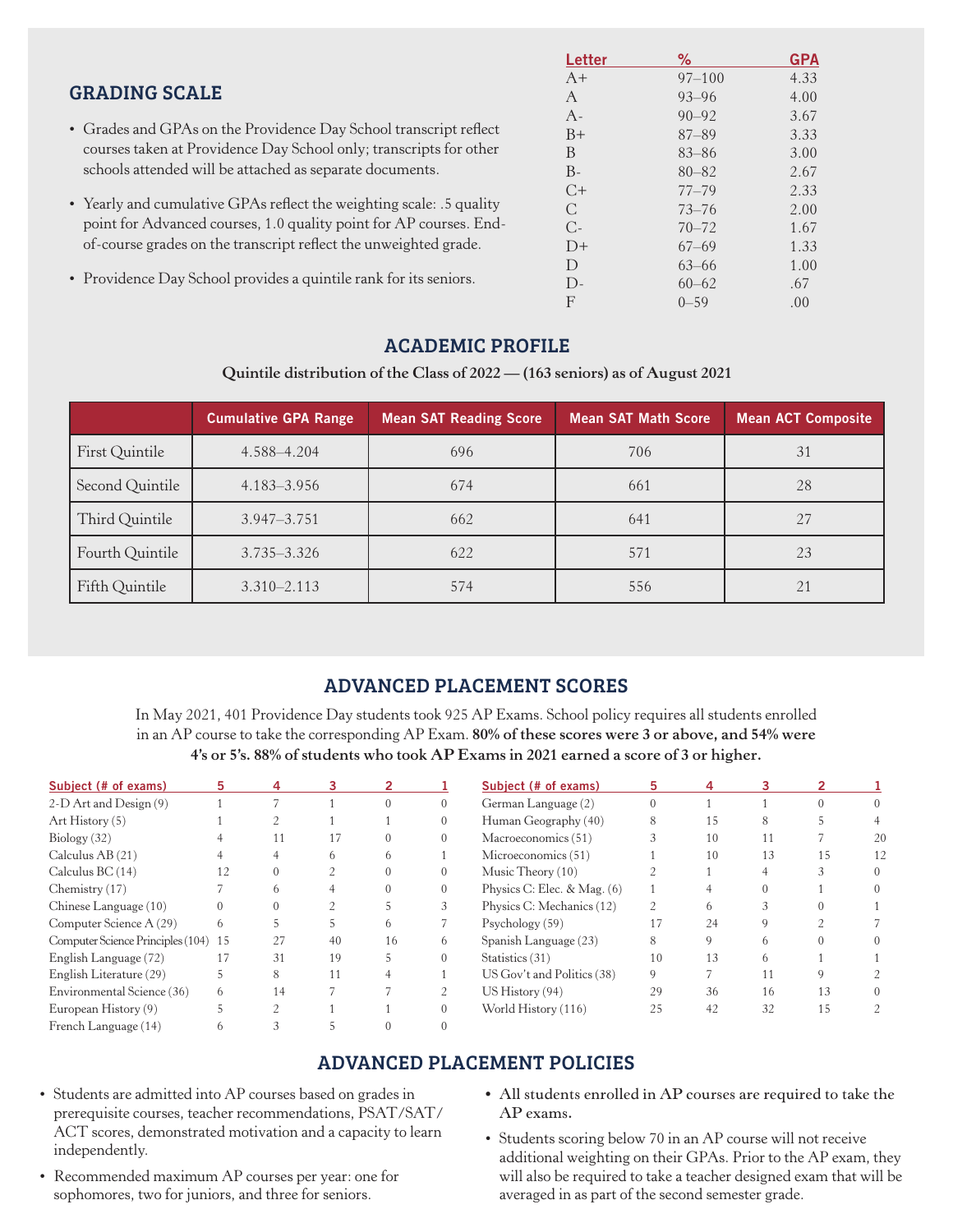## GRADING SCALE

- Grades and GPAs on the Providence Day School transcript reflect courses taken at Providence Day School only; transcripts for other schools attended will be attached as separate documents.
- Yearly and cumulative GPAs reflect the weighting scale: .5 quality point for Advanced courses, 1.0 quality point for AP courses. End-of-course grades on the transcript reflect the unweighted grade.
- Providence Day School provides a quintile rank for its seniors.

| Letter | % | GPA |
|---|---|---|
| A+ | 97–100 | 4.33 |
| A | 93–96 | 4.00 |
| A- | 90–92 | 3.67 |
| B+ | 87–89 | 3.33 |
| B | 83–86 | 3.00 |
| B- | 80–82 | 2.67 |
| C+ | 77–79 | 2.33 |
| C | 73–76 | 2.00 |
| C- | 70–72 | 1.67 |
| D+ | 67–69 | 1.33 |
| D | 63–66 | 1.00 |
| D- | 60–62 | .67 |
| F | 0–59 | .00 |

## ACADEMIC PROFILE

**Quintile distribution of the Class of 2022 — (163 seniors) as of August 2021**

| | Cumulative GPA Range | Mean SAT Reading Score | Mean SAT Math Score | Mean ACT Composite |
|---|---|---|---|---|
| First Quintile | 4.588–4.204 | 696 | 706 | 31 |
| Second Quintile | 4.183–3.956 | 674 | 661 | 28 |
| Third Quintile | 3.947–3.751 | 662 | 641 | 27 |
| Fourth Quintile | 3.735–3.326 | 622 | 571 | 23 |
| Fifth Quintile | 3.310–2.113 | 574 | 556 | 21 |

## ADVANCED PLACEMENT SCORES

In May 2021, 401 Providence Day students took 925 AP Exams. School policy requires all students enrolled in an AP course to take the corresponding AP Exam. **80% of these scores were 3 or above, and 54% were 4's or 5's. 88% of students who took AP Exams in 2021 earned a score of 3 or higher.**

| Subject (# of exams) | 5 | 4 | 3 | 2 | 1 |
|---|---|---|---|---|---|
| 2-D Art and Design (9) | 1 | 7 | 1 | 0 | 0 |
| Art History (5) | 1 | 2 | 1 | 1 | 0 |
| Biology (32) | 4 | 11 | 17 | 0 | 0 |
| Calculus AB (21) | 4 | 4 | 6 | 6 | 1 |
| Calculus BC (14) | 12 | 0 | 2 | 0 | 0 |
| Chemistry (17) | 7 | 6 | 4 | 0 | 0 |
| Chinese Language (10) | 0 | 0 | 2 | 5 | 3 |
| Computer Science A (29) | 6 | 5 | 5 | 6 | 7 |
| Computer Science Principles (104) | 15 | 27 | 40 | 16 | 6 |
| English Language (72) | 17 | 31 | 19 | 5 | 0 |
| English Literature (29) | 5 | 8 | 11 | 4 | 1 |
| Environmental Science (36) | 6 | 14 | 7 | 7 | 2 |
| European History (9) | 5 | 2 | 1 | 1 | 0 |
| French Language (14) | 6 | 3 | 5 | 0 | 0 |
| German Language (2) | 0 | 1 | 1 | 0 | 0 |
| Human Geography (40) | 8 | 15 | 8 | 5 | 4 |
| Macroeconomics (51) | 3 | 10 | 11 | 7 | 20 |
| Microeconomics (51) | 1 | 10 | 13 | 15 | 12 |
| Music Theory (10) | 2 | 1 | 4 | 3 | 0 |
| Physics C: Elec. & Mag. (6) | 1 | 4 | 0 | 1 | 0 |
| Physics C: Mechanics (12) | 2 | 6 | 3 | 0 | 1 |
| Psychology (59) | 17 | 24 | 9 | 2 | 7 |
| Spanish Language (23) | 8 | 9 | 6 | 0 | 0 |
| Statistics (31) | 10 | 13 | 6 | 1 | 1 |
| US Gov't and Politics (38) | 9 | 7 | 11 | 9 | 2 |
| US History (94) | 29 | 36 | 16 | 13 | 0 |
| World History (116) | 25 | 42 | 32 | 15 | 2 |

## ADVANCED PLACEMENT POLICIES

- Students are admitted into AP courses based on grades in prerequisite courses, teacher recommendations, PSAT/SAT/ACT scores, demonstrated motivation and a capacity to learn independently.
- Recommended maximum AP courses per year: one for sophomores, two for juniors, and three for seniors.
- **All students enrolled in AP courses are required to take the AP exams.**
- Students scoring below 70 in an AP course will not receive additional weighting on their GPAs. Prior to the AP exam, they will also be required to take a teacher designed exam that will be averaged in as part of the second semester grade.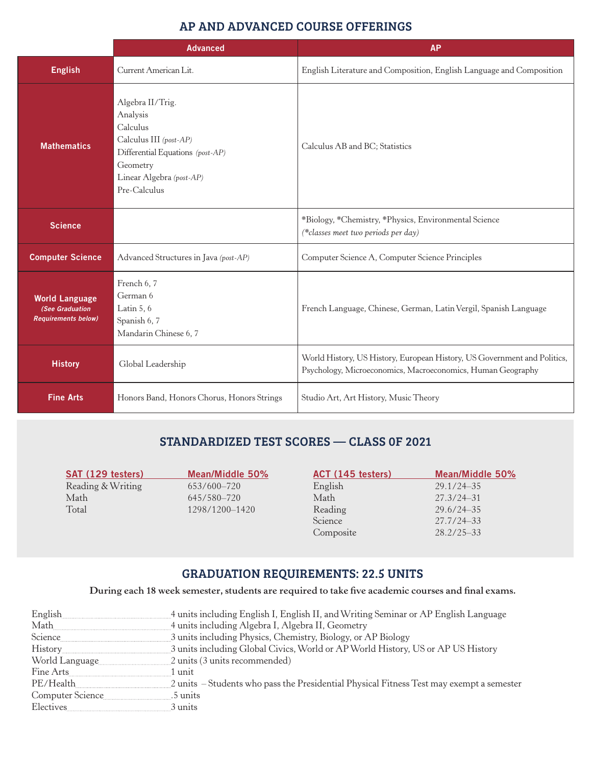## AP AND ADVANCED COURSE OFFERINGS

| | Advanced | AP |
|---|---|---|
| **English** | Current American Lit. | English Literature and Composition, English Language and Composition |
| **Mathematics** | Algebra II/Trig.<br>Analysis<br>Calculus<br>Calculus III *(post-AP)*<br>Differential Equations *(post-AP)*<br>Geometry<br>Linear Algebra *(post-AP)*<br>Pre-Calculus | Calculus AB and BC; Statistics |
| **Science** | | *Biology, *Chemistry, *Physics, Environmental Science<br>*(*classes meet two periods per day)* |
| **Computer Science** | Advanced Structures in Java *(post-AP)* | Computer Science A, Computer Science Principles |
| **World Language** *(See Graduation Requirements below)* | French 6, 7<br>German 6<br>Latin 5, 6<br>Spanish 6, 7<br>Mandarin Chinese 6, 7 | French Language, Chinese, German, Latin Vergil, Spanish Language |
| **History** | Global Leadership | World History, US History, European History, US Government and Politics, Psychology, Microeconomics, Macroeconomics, Human Geography |
| **Fine Arts** | Honors Band, Honors Chorus, Honors Strings | Studio Art, Art History, Music Theory |

## STANDARDIZED TEST SCORES — CLASS OF 2021

| SAT (129 testers) | Mean/Middle 50% |
|---|---|
| Reading & Writing | 653/600–720 |
| Math | 645/580–720 |
| Total | 1298/1200–1420 |

| ACT (145 testers) | Mean/Middle 50% |
|---|---|
| English | 29.1/24–35 |
| Math | 27.3/24–31 |
| Reading | 29.6/24–35 |
| Science | 27.7/24–33 |
| Composite | 28.2/25–33 |

## GRADUATION REQUIREMENTS: 22.5 UNITS

**During each 18 week semester, students are required to take five academic courses and final exams.**

| | |
|---|---|
| English | 4 units including English I, English II, and Writing Seminar or AP English Language |
| Math | 4 units including Algebra I, Algebra II, Geometry |
| Science | 3 units including Physics, Chemistry, Biology, or AP Biology |
| History | 3 units including Global Civics, World or AP World History, US or AP US History |
| World Language | 2 units (3 units recommended) |
| Fine Arts | 1 unit |
| PE/Health | 2 units – Students who pass the Presidential Physical Fitness Test may exempt a semester |
| Computer Science | .5 units |
| Electives | 3 units |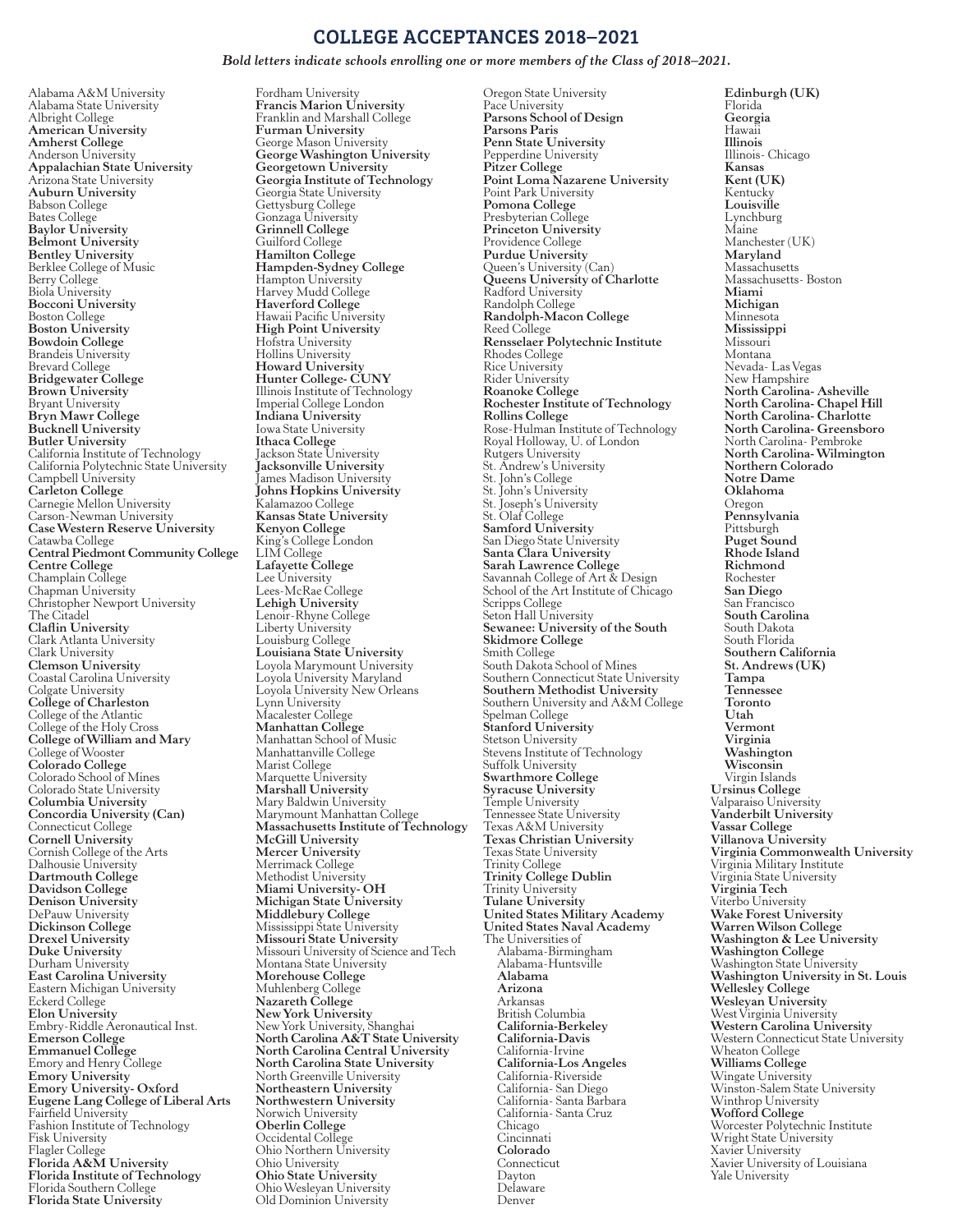# COLLEGE ACCEPTANCES 2018–2021

*Bold letters indicate schools enrolling one or more members of the Class of 2018–2021.*

Alabama A&M University
Alabama State University
Albright College
**American University**
**Amherst College**
Anderson University
**Appalachian State University**
Arizona State University
**Auburn University**
Babson College
Bates College
**Baylor University**
**Belmont University**
**Bentley University**
Berklee College of Music
Berry College
Biola University
**Bocconi University**
Boston College
**Boston University**
**Bowdoin College**
Brandeis University
Brevard College
**Bridgewater College**
**Brown University**
Bryant University
**Bryn Mawr College**
**Bucknell University**
**Butler University**
California Institute of Technology
California Polytechnic State University
Campbell University
**Carleton College**
Carnegie Mellon University
Carson-Newman University
**Case Western Reserve University**
Catawba College
**Central Piedmont Community College**
**Centre College**
Champlain College
Chapman University
Christopher Newport University
The Citadel
**Claflin University**
Clark Atlanta University
Clark University
**Clemson University**
Coastal Carolina University
Colgate University
**College of Charleston**
College of the Atlantic
College of the Holy Cross
**College of William and Mary**
College of Wooster
**Colorado College**
Colorado School of Mines
Colorado State University
**Columbia University**
**Concordia University (Can)**
Connecticut College
**Cornell University**
Cornish College of the Arts
Dalhousie University
**Dartmouth College**
**Davidson College**
**Denison University**
DePauw University
**Dickinson College**
**Drexel University**
**Duke University**
Durham University
**East Carolina University**
Eastern Michigan University
Eckerd College
**Elon University**
Embry-Riddle Aeronautical Inst.
**Emerson College**
**Emmanuel College**
Emory and Henry College
**Emory University**
**Emory University- Oxford**
**Eugene Lang College of Liberal Arts**
Fairfield University
Fashion Institute of Technology
Fisk University
Flagler College
**Florida A&M University**
**Florida Institute of Technology**
Florida Southern College
**Florida State University**
Fordham University
**Francis Marion University**
Franklin and Marshall College
**Furman University**
George Mason University
**George Washington University**
**Georgetown University**
**Georgia Institute of Technology**
Georgia State University
Gettysburg College
Gonzaga University
**Grinnell College**
Guilford College
**Hamilton College**
**Hampden-Sydney College**
Hampton University
Harvey Mudd College
**Haverford College**
Hawaii Pacific University
**High Point University**
Hofstra University
Hollins University
**Howard University**
**Hunter College- CUNY**
Illinois Institute of Technology
Imperial College London
**Indiana University**
Iowa State University
**Ithaca College**
Jackson State University
**Jacksonville University**
James Madison University
**Johns Hopkins University**
Kalamazoo College
**Kansas State University**
**Kenyon College**
King's College London
LIM College
**Lafayette College**
Lee University
Lees-McRae College
**Lehigh University**
Lenoir-Rhyne College
Liberty University
Louisburg College
**Louisiana State University**
Loyola Marymount University
Loyola University Maryland
Loyola University New Orleans
Lynn University
Macalester College
**Manhattan College**
Manhattan School of Music
Manhattanville College
Marist College
Marquette University
**Marshall University**
Mary Baldwin University
Marymount Manhattan College
**Massachusetts Institute of Technology**
**McGill University**
**Mercer University**
Merrimack College
Methodist University
**Miami University- OH**
**Michigan State University**
**Middlebury College**
Mississippi State University
**Missouri State University**
Missouri University of Science and Tech
Montana State University
**Morehouse College**
Muhlenberg College
**Nazareth College**
**New York University**
New York University, Shanghai
**North Carolina A&T State University**
**North Carolina Central University**
**North Carolina State University**
North Greenville University
**Northeastern University**
**Northwestern University**
Norwich University
**Oberlin College**
Occidental College
Ohio Northern University
Ohio University
**Ohio State University**
Ohio Wesleyan University
Old Dominion University
Oregon State University
Pace University
**Parsons School of Design**
**Parsons Paris**
**Penn State University**
Pepperdine University
**Pitzer College**
**Point Loma Nazarene University**
Point Park University
**Pomona College**
Presbyterian College
**Princeton University**
Providence College
**Purdue University**
Queen's University (Can)
**Queens University of Charlotte**
Radford University
Randolph College
**Randolph-Macon College**
Reed College
**Rensselaer Polytechnic Institute**
Rhodes College
Rice University
Rider University
**Roanoke College**
**Rochester Institute of Technology**
**Rollins College**
Rose-Hulman Institute of Technology
Royal Holloway, U. of London
Rutgers University
St. Andrew's University
St. John's College
St. John's University
St. Joseph's University
St. Olaf College
**Samford University**
San Diego State University
**Santa Clara University**
**Sarah Lawrence College**
Savannah College of Art & Design
School of the Art Institute of Chicago
Scripps College
Seton Hall University
**Sewanee: University of the South**
**Skidmore College**
Smith College
South Dakota School of Mines
Southern Connecticut State University
**Southern Methodist University**
Southern University and A&M College
Spelman College
**Stanford University**
Stetson University
Stevens Institute of Technology
Suffolk University
**Swarthmore College**
**Syracuse University**
Temple University
Tennessee State University
Texas A&M University
**Texas Christian University**
Texas State University
Trinity College
**Trinity College Dublin**
Trinity University
**Tulane University**
**United States Military Academy**
**United States Naval Academy**
The Universities of
- Alabama-Birmingham
- Alabama-Huntsville
- **Alabama**
- **Arizona**
- Arkansas
- British Columbia
- **California-Berkeley**
- **California-Davis**
- California-Irvine
- **California-Los Angeles**
- California-Riverside
- California- San Diego
- California- Santa Barbara
- California- Santa Cruz
- Chicago
- Cincinnati
- **Colorado**
- Connecticut
- Dayton
- Delaware
- Denver
- **Edinburgh (UK)**
- Florida
- **Georgia**
- Hawaii
- **Illinois**
- Illinois- Chicago
- **Kansas**
- **Kent (UK)**
- Kentucky
- **Louisville**
- Lynchburg
- Maine
- Manchester (UK)
- **Maryland**
- Massachusetts
- Massachusetts- Boston
- **Miami**
- **Michigan**
- Minnesota
- **Mississippi**
- Missouri
- Montana
- Nevada- Las Vegas
- New Hampshire
- **North Carolina- Asheville**
- **North Carolina- Chapel Hill**
- **North Carolina- Charlotte**
- **North Carolina- Greensboro**
- North Carolina- Pembroke
- **North Carolina- Wilmington**
- **Northern Colorado**
- **Notre Dame**
- **Oklahoma**
- Oregon
- **Pennsylvania**
- Pittsburgh
- **Puget Sound**
- **Rhode Island**
- **Richmond**
- Rochester
- **San Diego**
- San Francisco
- **South Carolina**
- South Dakota
- South Florida
- **Southern California**
- **St. Andrews (UK)**
- **Tampa**
- **Tennessee**
- **Toronto**
- **Utah**
- **Vermont**
- **Virginia**
- **Washington**
- **Wisconsin**
- Virgin Islands

**Ursinus College**
Valparaiso University
**Vanderbilt University**
**Vassar College**
**Villanova University**
**Virginia Commonwealth University**
Virginia Military Institute
Virginia State University
**Virginia Tech**
Viterbo University
**Wake Forest University**
**Warren Wilson College**
**Washington & Lee University**
**Washington College**
Washington State University
**Washington University in St. Louis**
**Wellesley College**
**Wesleyan University**
West Virginia University
**Western Carolina University**
Western Connecticut State University
Wheaton College
**Williams College**
Wingate University
Winston-Salem State University
Winthrop University
**Wofford College**
Worcester Polytechnic Institute
Wright State University
Xavier University
Xavier University of Louisiana
Yale University